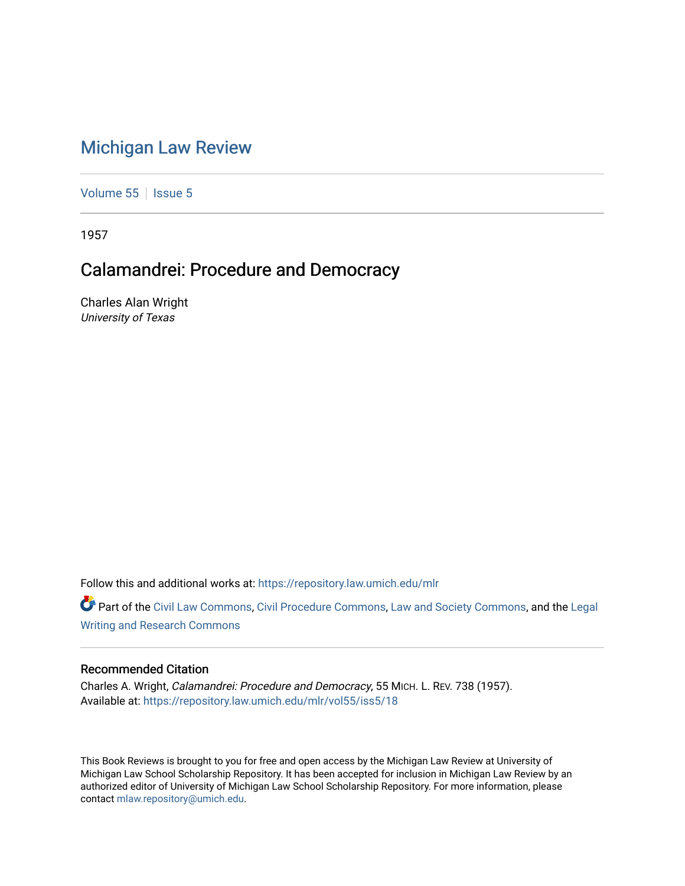# Michigan Law Review

Volume 55 | Issue 5

1957

## Calamandrei: Procedure and Democracy

Charles Alan Wright
*University of Texas*

Follow this and additional works at: https://repository.law.umich.edu/mlr

Part of the Civil Law Commons, Civil Procedure Commons, Law and Society Commons, and the Legal Writing and Research Commons

### Recommended Citation

Charles A. Wright, *Calamandrei: Procedure and Democracy*, 55 MICH. L. REV. 738 (1957).
Available at: https://repository.law.umich.edu/mlr/vol55/iss5/18

This Book Reviews is brought to you for free and open access by the Michigan Law Review at University of Michigan Law School Scholarship Repository. It has been accepted for inclusion in Michigan Law Review by an authorized editor of University of Michigan Law School Scholarship Repository. For more information, please contact mlaw.repository@umich.edu.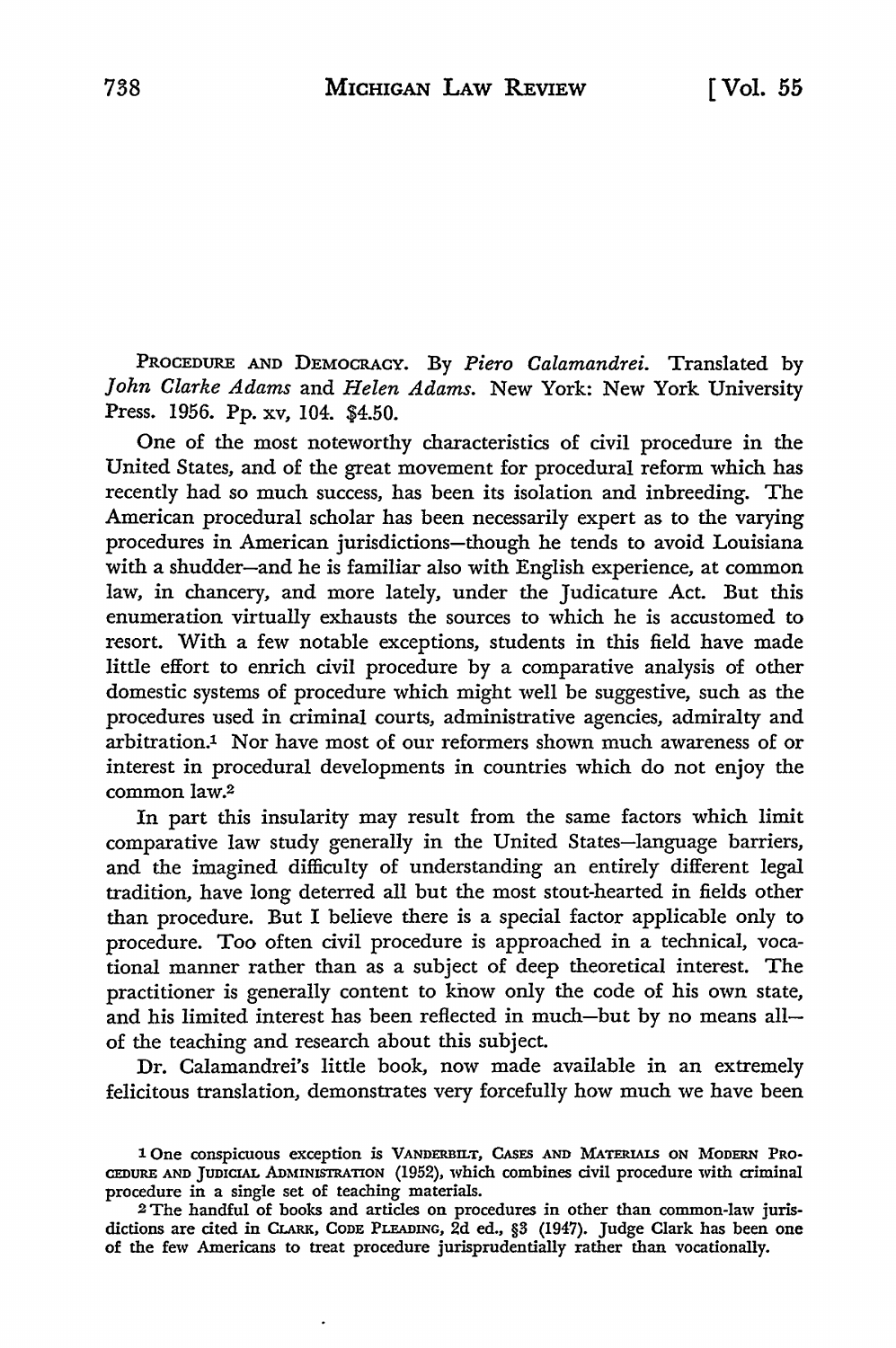PROCEDURE AND DEMOCRACY. By *Piero Calamandrei.* Translated by *John Clarke Adams* and *Helen Adams.* New York: New York University Press. 1956. Pp. xv, 104. $4.50.

One of the most noteworthy characteristics of civil procedure in the United States, and of the great movement for procedural reform which has recently had so much success, has been its isolation and inbreeding. The American procedural scholar has been necessarily expert as to the varying procedures in American jurisdictions—though he tends to avoid Louisiana with a shudder—and he is familiar also with English experience, at common law, in chancery, and more lately, under the Judicature Act. But this enumeration virtually exhausts the sources to which he is accustomed to resort. With a few notable exceptions, students in this field have made little effort to enrich civil procedure by a comparative analysis of other domestic systems of procedure which might well be suggestive, such as the procedures used in criminal courts, administrative agencies, admiralty and arbitration.[1] Nor have most of our reformers shown much awareness of or interest in procedural developments in countries which do not enjoy the common law.[2]

In part this insularity may result from the same factors which limit comparative law study generally in the United States—language barriers, and the imagined difficulty of understanding an entirely different legal tradition, have long deterred all but the most stout-hearted in fields other than procedure. But I believe there is a special factor applicable only to procedure. Too often civil procedure is approached in a technical, vocational manner rather than as a subject of deep theoretical interest. The practitioner is generally content to know only the code of his own state, and his limited interest has been reflected in much—but by no means all—of the teaching and research about this subject.

Dr. Calamandrei's little book, now made available in an extremely felicitous translation, demonstrates very forcefully how much we have been

[1] One conspicuous exception is VANDERBILT, CASES AND MATERIALS ON MODERN PROCEDURE AND JUDICIAL ADMINISTRATION (1952), which combines civil procedure with criminal procedure in a single set of teaching materials.

[2] The handful of books and articles on procedures in other than common-law jurisdictions are cited in CLARK, CODE PLEADING, 2d ed., §3 (1947). Judge Clark has been one of the few Americans to treat procedure jurisprudentially rather than vocationally.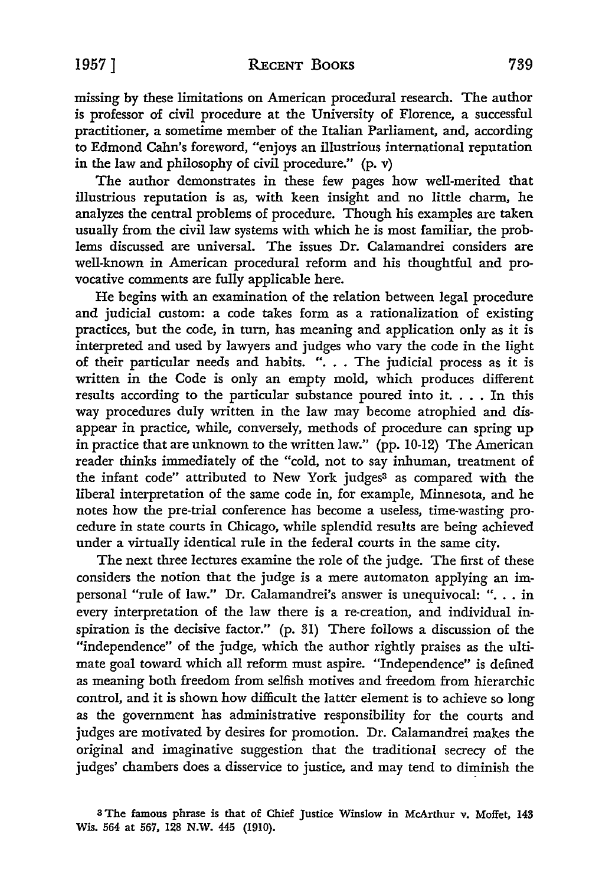missing by these limitations on American procedural research. The author is professor of civil procedure at the University of Florence, a successful practitioner, a sometime member of the Italian Parliament, and, according to Edmond Cahn's foreword, "enjoys an illustrious international reputation in the law and philosophy of civil procedure." (p. v)

The author demonstrates in these few pages how well-merited that illustrious reputation is as, with keen insight and no little charm, he analyzes the central problems of procedure. Though his examples are taken usually from the civil law systems with which he is most familiar, the problems discussed are universal. The issues Dr. Calamandrei considers are well-known in American procedural reform and his thoughtful and provocative comments are fully applicable here.

He begins with an examination of the relation between legal procedure and judicial custom: a code takes form as a rationalization of existing practices, but the code, in turn, has meaning and application only as it is interpreted and used by lawyers and judges who vary the code in the light of their particular needs and habits. ". . . The judicial process as it is written in the Code is only an empty mold, which produces different results according to the particular substance poured into it. . . . In this way procedures duly written in the law may become atrophied and disappear in practice, while, conversely, methods of procedure can spring up in practice that are unknown to the written law." (pp. 10-12) The American reader thinks immediately of the "cold, not to say inhuman, treatment of the infant code" attributed to New York judges[3] as compared with the liberal interpretation of the same code in, for example, Minnesota, and he notes how the pre-trial conference has become a useless, time-wasting procedure in state courts in Chicago, while splendid results are being achieved under a virtually identical rule in the federal courts in the same city.

The next three lectures examine the role of the judge. The first of these considers the notion that the judge is a mere automaton applying an impersonal "rule of law." Dr. Calamandrei's answer is unequivocal: ". . . in every interpretation of the law there is a re-creation, and individual inspiration is the decisive factor." (p. 31) There follows a discussion of the "independence" of the judge, which the author rightly praises as the ultimate goal toward which all reform must aspire. "Independence" is defined as meaning both freedom from selfish motives and freedom from hierarchic control, and it is shown how difficult the latter element is to achieve so long as the government has administrative responsibility for the courts and judges are motivated by desires for promotion. Dr. Calamandrei makes the original and imaginative suggestion that the traditional secrecy of the judges' chambers does a disservice to justice, and may tend to diminish the

[3] The famous phrase is that of Chief Justice Winslow in McArthur v. Moffet, 143 Wis. 564 at 567, 128 N.W. 445 (1910).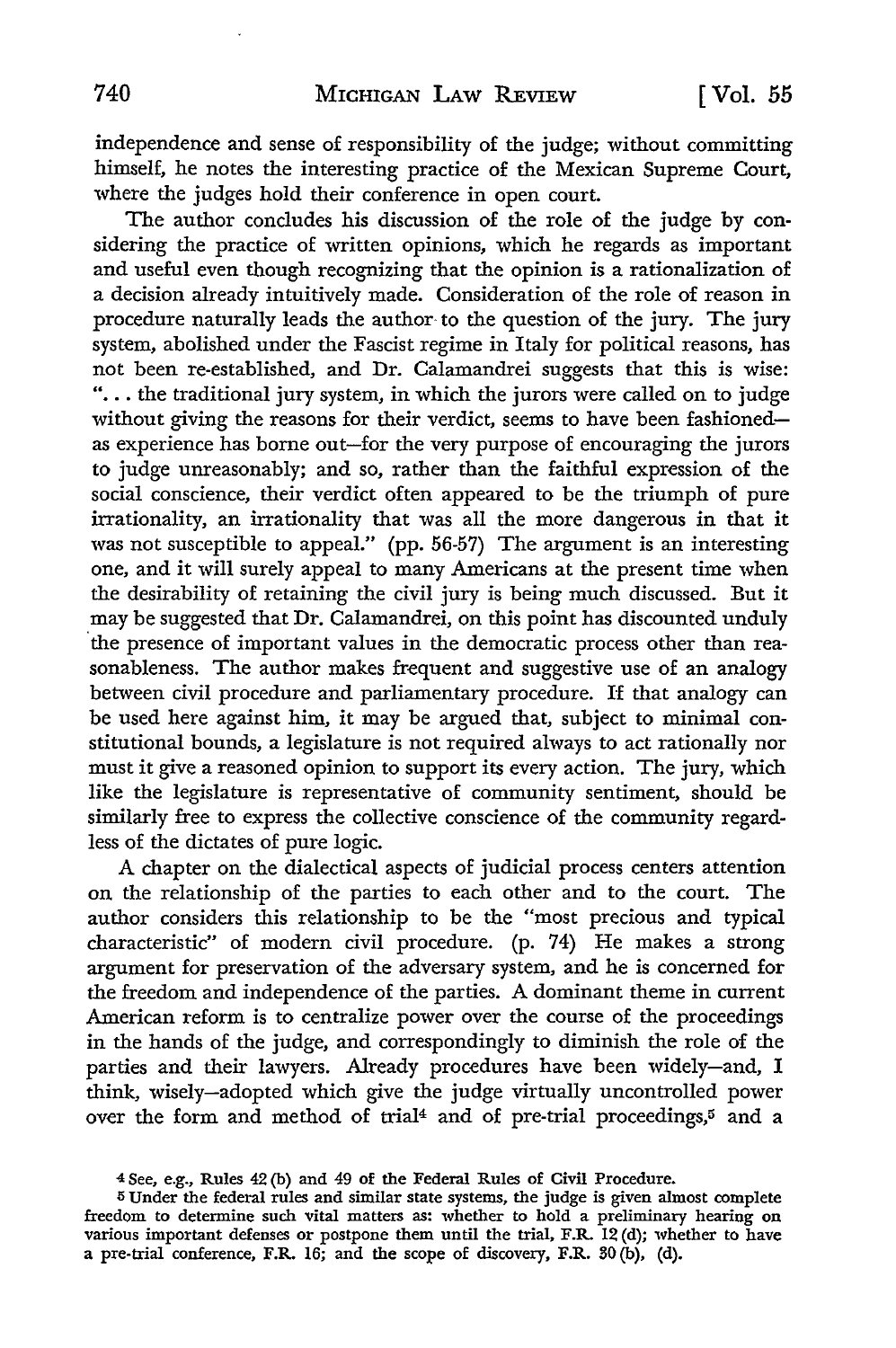independence and sense of responsibility of the judge; without committing himself, he notes the interesting practice of the Mexican Supreme Court, where the judges hold their conference in open court.

The author concludes his discussion of the role of the judge by considering the practice of written opinions, which he regards as important and useful even though recognizing that the opinion is a rationalization of a decision already intuitively made. Consideration of the role of reason in procedure naturally leads the author to the question of the jury. The jury system, abolished under the Fascist regime in Italy for political reasons, has not been re-established, and Dr. Calamandrei suggests that this is wise: "... the traditional jury system, in which the jurors were called on to judge without giving the reasons for their verdict, seems to have been fashioned—as experience has borne out—for the very purpose of encouraging the jurors to judge unreasonably; and so, rather than the faithful expression of the social conscience, their verdict often appeared to be the triumph of pure irrationality, an irrationality that was all the more dangerous in that it was not susceptible to appeal." (pp. 56-57) The argument is an interesting one, and it will surely appeal to many Americans at the present time when the desirability of retaining the civil jury is being much discussed. But it may be suggested that Dr. Calamandrei, on this point has discounted unduly the presence of important values in the democratic process other than reasonableness. The author makes frequent and suggestive use of an analogy between civil procedure and parliamentary procedure. If that analogy can be used here against him, it may be argued that, subject to minimal constitutional bounds, a legislature is not required always to act rationally nor must it give a reasoned opinion to support its every action. The jury, which like the legislature is representative of community sentiment, should be similarly free to express the collective conscience of the community regardless of the dictates of pure logic.

A chapter on the dialectical aspects of judicial process centers attention on the relationship of the parties to each other and to the court. The author considers this relationship to be the "most precious and typical characteristic" of modern civil procedure. (p. 74) He makes a strong argument for preservation of the adversary system, and he is concerned for the freedom and independence of the parties. A dominant theme in current American reform is to centralize power over the course of the proceedings in the hands of the judge, and correspondingly to diminish the role of the parties and their lawyers. Already procedures have been widely—and, I think, wisely—adopted which give the judge virtually uncontrolled power over the form and method of trial[4] and of pre-trial proceedings,[5] and a

[4] See, e.g., Rules 42 (b) and 49 of the Federal Rules of Civil Procedure.

[5] Under the federal rules and similar state systems, the judge is given almost complete freedom to determine such vital matters as: whether to hold a preliminary hearing on various important defenses or postpone them until the trial, F.R. 12 (d); whether to have a pre-trial conference, F.R. 16; and the scope of discovery, F.R. 30 (b), (d).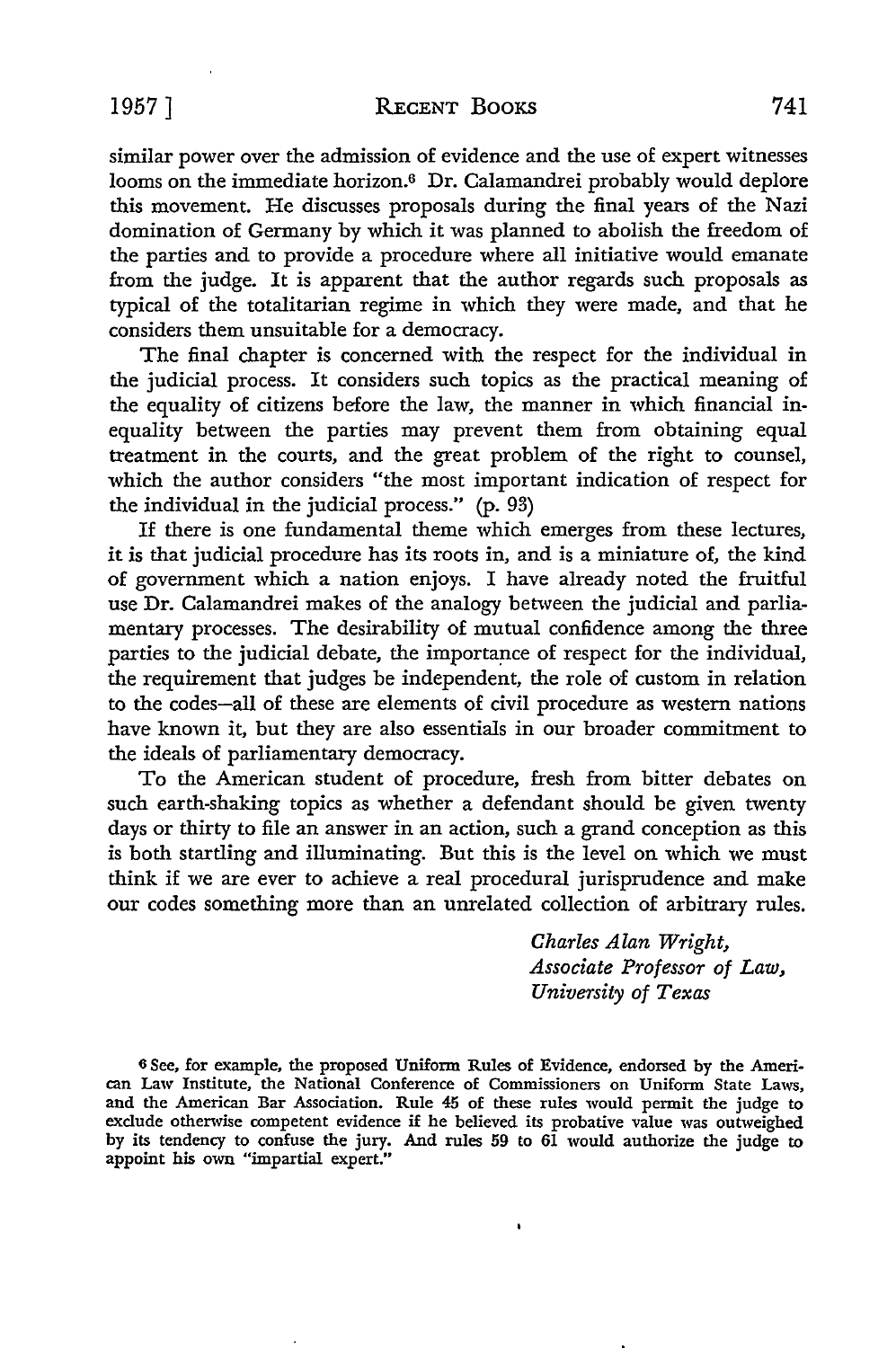similar power over the admission of evidence and the use of expert witnesses looms on the immediate horizon.[6] Dr. Calamandrei probably would deplore this movement. He discusses proposals during the final years of the Nazi domination of Germany by which it was planned to abolish the freedom of the parties and to provide a procedure where all initiative would emanate from the judge. It is apparent that the author regards such proposals as typical of the totalitarian regime in which they were made, and that he considers them unsuitable for a democracy.

The final chapter is concerned with the respect for the individual in the judicial process. It considers such topics as the practical meaning of the equality of citizens before the law, the manner in which financial inequality between the parties may prevent them from obtaining equal treatment in the courts, and the great problem of the right to counsel, which the author considers "the most important indication of respect for the individual in the judicial process." (p. 93)

If there is one fundamental theme which emerges from these lectures, it is that judicial procedure has its roots in, and is a miniature of, the kind of government which a nation enjoys. I have already noted the fruitful use Dr. Calamandrei makes of the analogy between the judicial and parliamentary processes. The desirability of mutual confidence among the three parties to the judicial debate, the importance of respect for the individual, the requirement that judges be independent, the role of custom in relation to the codes—all of these are elements of civil procedure as western nations have known it, but they are also essentials in our broader commitment to the ideals of parliamentary democracy.

To the American student of procedure, fresh from bitter debates on such earth-shaking topics as whether a defendant should be given twenty days or thirty to file an answer in an action, such a grand conception as this is both startling and illuminating. But this is the level on which we must think if we are ever to achieve a real procedural jurisprudence and make our codes something more than an unrelated collection of arbitrary rules.

*Charles Alan Wright,*
*Associate Professor of Law,*
*University of Texas*

[6] See, for example, the proposed Uniform Rules of Evidence, endorsed by the American Law Institute, the National Conference of Commissioners on Uniform State Laws, and the American Bar Association. Rule 45 of these rules would permit the judge to exclude otherwise competent evidence if he believed its probative value was outweighed by its tendency to confuse the jury. And rules 59 to 61 would authorize the judge to appoint his own "impartial expert."